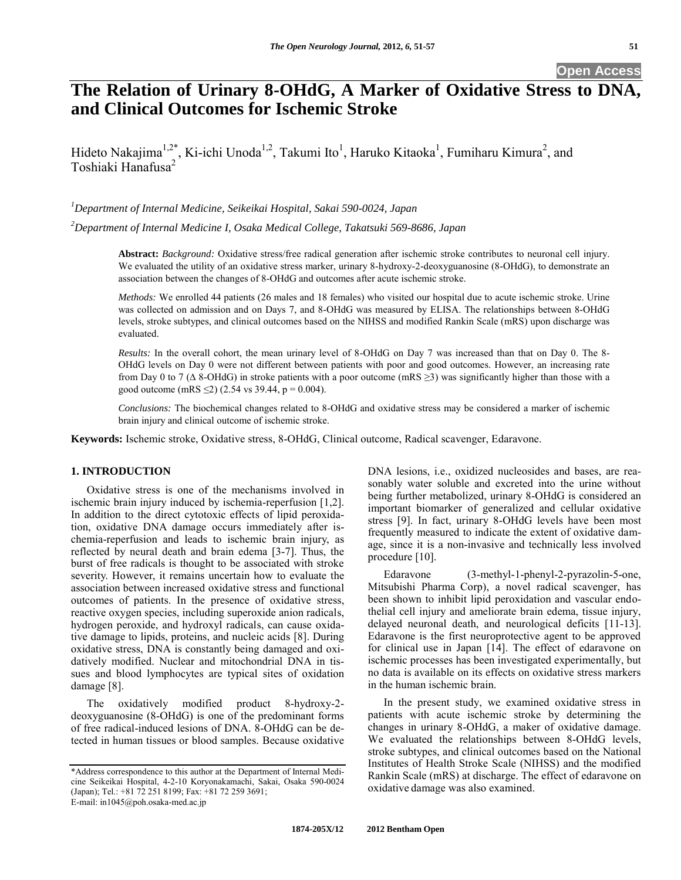Open Access

# The Relation of Urinary 8-OHdG, A Marker of Oxidative Stress to DNA, and Clinical Outcomes for Ischemic Stroke

Hideto Nakajima[1,2,*], Ki-ichi Unoda[1,2], Takumi Ito[1], Haruko Kitaoka[1], Fumiharu Kimura[2], and Toshiaki Hanafusa[2]

[1] *Department of Internal Medicine, Seikeikai Hospital, Sakai 590-0024, Japan*

[2] *Department of Internal Medicine I, Osaka Medical College, Takatsuki 569-8686, Japan*

**Abstract:** *Background:* Oxidative stress/free radical generation after ischemic stroke contributes to neuronal cell injury. We evaluated the utility of an oxidative stress marker, urinary 8-hydroxy-2-deoxyguanosine (8-OHdG), to demonstrate an association between the changes of 8-OHdG and outcomes after acute ischemic stroke.

*Methods:* We enrolled 44 patients (26 males and 18 females) who visited our hospital due to acute ischemic stroke. Urine was collected on admission and on Days 7, and 8-OHdG was measured by ELISA. The relationships between 8-OHdG levels, stroke subtypes, and clinical outcomes based on the NIHSS and modified Rankin Scale (mRS) upon discharge was evaluated.

*Results:* In the overall cohort, the mean urinary level of 8-OHdG on Day 7 was increased than that on Day 0. The 8-OHdG levels on Day 0 were not different between patients with poor and good outcomes. However, an increasing rate from Day 0 to 7 ($\Delta$ 8-OHdG) in stroke patients with a poor outcome (mRS $\geq 3$) was significantly higher than those with a good outcome (mRS $\leq 2$) (2.54 vs 39.44, $p = 0.004$).

*Conclusions:* The biochemical changes related to 8-OHdG and oxidative stress may be considered a marker of ischemic brain injury and clinical outcome of ischemic stroke.

**Keywords:** Ischemic stroke, Oxidative stress, 8-OHdG, Clinical outcome, Radical scavenger, Edaravone.

## 1. INTRODUCTION

Oxidative stress is one of the mechanisms involved in ischemic brain injury induced by ischemia-reperfusion [1,2]. In addition to the direct cytotoxic effects of lipid peroxidation, oxidative DNA damage occurs immediately after ischemia-reperfusion and leads to ischemic brain injury, as reflected by neural death and brain edema [3-7]. Thus, the burst of free radicals is thought to be associated with stroke severity. However, it remains uncertain how to evaluate the association between increased oxidative stress and functional outcomes of patients. In the presence of oxidative stress, reactive oxygen species, including superoxide anion radicals, hydrogen peroxide, and hydroxyl radicals, can cause oxidative damage to lipids, proteins, and nucleic acids [8]. During oxidative stress, DNA is constantly being damaged and oxidatively modified. Nuclear and mitochondrial DNA in tissues and blood lymphocytes are typical sites of oxidation damage [8].

The oxidatively modified product 8-hydroxy-2-deoxyguanosine (8-OHdG) is one of the predominant forms of free radical-induced lesions of DNA. 8-OHdG can be detected in human tissues or blood samples. Because oxidative DNA lesions, i.e., oxidized nucleosides and bases, are reasonably water soluble and excreted into the urine without being further metabolized, urinary 8-OHdG is considered an important biomarker of generalized and cellular oxidative stress [9]. In fact, urinary 8-OHdG levels have been most frequently measured to indicate the extent of oxidative damage, since it is a non-invasive and technically less involved procedure [10].

Edaravone (3-methyl-1-phenyl-2-pyrazolin-5-one, Mitsubishi Pharma Corp), a novel radical scavenger, has been shown to inhibit lipid peroxidation and vascular endothelial cell injury and ameliorate brain edema, tissue injury, delayed neuronal death, and neurological deficits [11-13]. Edaravone is the first neuroprotective agent to be approved for clinical use in Japan [14]. The effect of edaravone on ischemic processes has been investigated experimentally, but no data is available on its effects on oxidative stress markers in the human ischemic brain.

In the present study, we examined oxidative stress in patients with acute ischemic stroke by determining the changes in urinary 8-OHdG, a maker of oxidative damage. We evaluated the relationships between 8-OHdG levels, stroke subtypes, and clinical outcomes based on the National Institutes of Health Stroke Scale (NIHSS) and the modified Rankin Scale (mRS) at discharge. The effect of edaravone on oxidative damage was also examined.

*Address correspondence to this author at the Department of Internal Medicine Seikeikai Hospital, 4-2-10 Koryonakamachi, Sakai, Osaka 590-0024 (Japan); Tel.: +81 72 251 8199; Fax: +81 72 259 3691;
E-mail: in1045@poh.osaka-med.ac.jp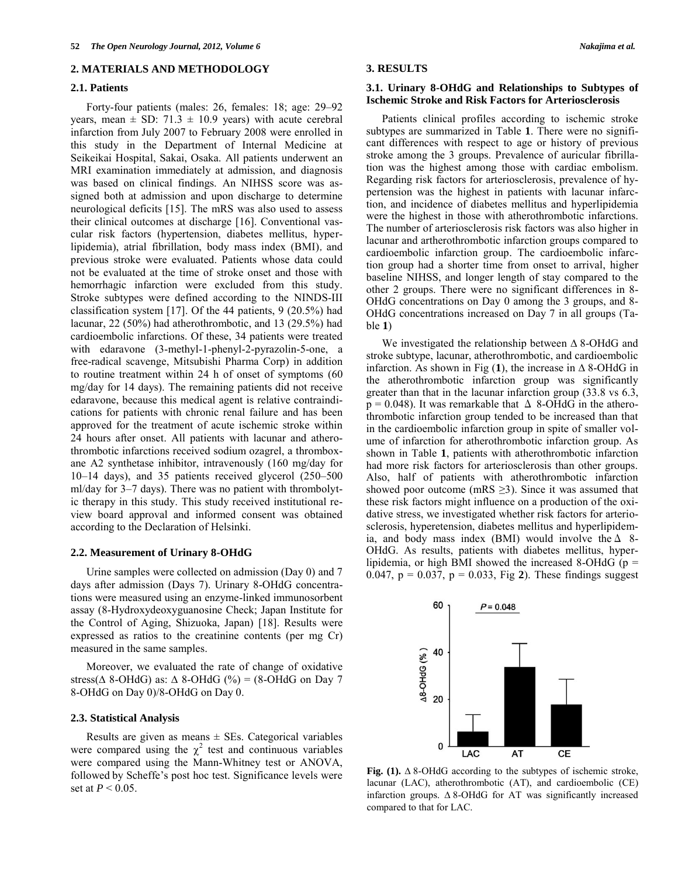## 2. MATERIALS AND METHODOLOGY

### 2.1. Patients

Forty-four patients (males: 26, females: 18; age: 29–92 years, mean ± SD: 71.3 ± 10.9 years) with acute cerebral infarction from July 2007 to February 2008 were enrolled in this study in the Department of Internal Medicine at Seikeikai Hospital, Sakai, Osaka. All patients underwent an MRI examination immediately at admission, and diagnosis was based on clinical findings. An NIHSS score was assigned both at admission and upon discharge to determine neurological deficits [15]. The mRS was also used to assess their clinical outcomes at discharge [16]. Conventional vascular risk factors (hypertension, diabetes mellitus, hyperlipidemia), atrial fibrillation, body mass index (BMI), and previous stroke were evaluated. Patients whose data could not be evaluated at the time of stroke onset and those with hemorrhagic infarction were excluded from this study. Stroke subtypes were defined according to the NINDS-III classification system [17]. Of the 44 patients, 9 (20.5%) had lacunar, 22 (50%) had atherothrombotic, and 13 (29.5%) had cardioembolic infarctions. Of these, 34 patients were treated with edaravone (3-methyl-1-phenyl-2-pyrazolin-5-one, a free-radical scavenge, Mitsubishi Pharma Corp) in addition to routine treatment within 24 h of onset of symptoms (60 mg/day for 14 days). The remaining patients did not receive edaravone, because this medical agent is relative contraindications for patients with chronic renal failure and has been approved for the treatment of acute ischemic stroke within 24 hours after onset. All patients with lacunar and atherothrombotic infarctions received sodium ozagrel, a thromboxane A2 synthetase inhibitor, intravenously (160 mg/day for 10–14 days), and 35 patients received glycerol (250–500 ml/day for 3–7 days). There was no patient with thrombolytic therapy in this study. This study received institutional review board approval and informed consent was obtained according to the Declaration of Helsinki.

### 2.2. Measurement of Urinary 8-OHdG

Urine samples were collected on admission (Day 0) and 7 days after admission (Days 7). Urinary 8-OHdG concentrations were measured using an enzyme-linked immunosorbent assay (8-Hydroxydeoxyguanosine Check; Japan Institute for the Control of Aging, Shizuoka, Japan) [18]. Results were expressed as ratios to the creatinine contents (per mg Cr) measured in the same samples.

Moreover, we evaluated the rate of change of oxidative stress(Δ 8-OHdG) as: Δ 8-OHdG (%) = (8-OHdG on Day 7 8-OHdG on Day 0)/8-OHdG on Day 0.

### 2.3. Statistical Analysis

Results are given as means ± SEs. Categorical variables were compared using the $\chi^2$ test and continuous variables were compared using the Mann-Whitney test or ANOVA, followed by Scheffe's post hoc test. Significance levels were set at $P < 0.05$.

## 3. RESULTS

### 3.1. Urinary 8-OHdG and Relationships to Subtypes of Ischemic Stroke and Risk Factors for Arteriosclerosis

Patients clinical profiles according to ischemic stroke subtypes are summarized in Table **1**. There were no significant differences with respect to age or history of previous stroke among the 3 groups. Prevalence of auricular fibrillation was the highest among those with cardiac embolism. Regarding risk factors for arteriosclerosis, prevalence of hypertension was the highest in patients with lacunar infarction, and incidence of diabetes mellitus and hyperlipidemia were the highest in those with atherothrombotic infarctions. The number of arteriosclerosis risk factors was also higher in lacunar and artherothrombotic infarction groups compared to cardioembolic infarction group. The cardioembolic infarction group had a shorter time from onset to arrival, higher baseline NIHSS, and longer length of stay compared to the other 2 groups. There were no significant differences in 8-OHdG concentrations on Day 0 among the 3 groups, and 8-OHdG concentrations increased on Day 7 in all groups (Table **1**)

We investigated the relationship between Δ 8-OHdG and stroke subtype, lacunar, atherothrombotic, and cardioembolic infarction. As shown in Fig (**1**), the increase in Δ 8-OHdG in the atherothrombotic infarction group was significantly greater than that in the lacunar infarction group (33.8 vs 6.3, p = 0.048). It was remarkable that Δ 8-OHdG in the atherothrombotic infarction group tended to be increased than that in the cardioembolic infarction group in spite of smaller volume of infarction for atherothrombotic infarction group. As shown in Table **1**, patients with atherothrombotic infarction had more risk factors for arteriosclerosis than other groups. Also, half of patients with atherothrombotic infarction showed poor outcome (mRS ≥3). Since it was assumed that these risk factors might influence on a production of the oxidative stress, we investigated whether risk factors for arteriosclerosis, hyperetension, diabetes mellitus and hyperlipidemia, and body mass index (BMI) would involve the Δ 8-OHdG. As results, patients with diabetes mellitus, hyperlipidemia, or high BMI showed the increased 8-OHdG (p = 0.047, p = 0.037, p = 0.033, Fig **2**). These findings suggest

**Fig. (1).** Δ 8-OHdG according to the subtypes of ischemic stroke, lacunar (LAC), atherothrombotic (AT), and cardioembolic (CE) infarction groups. Δ 8-OHdG for AT was significantly increased compared to that for LAC.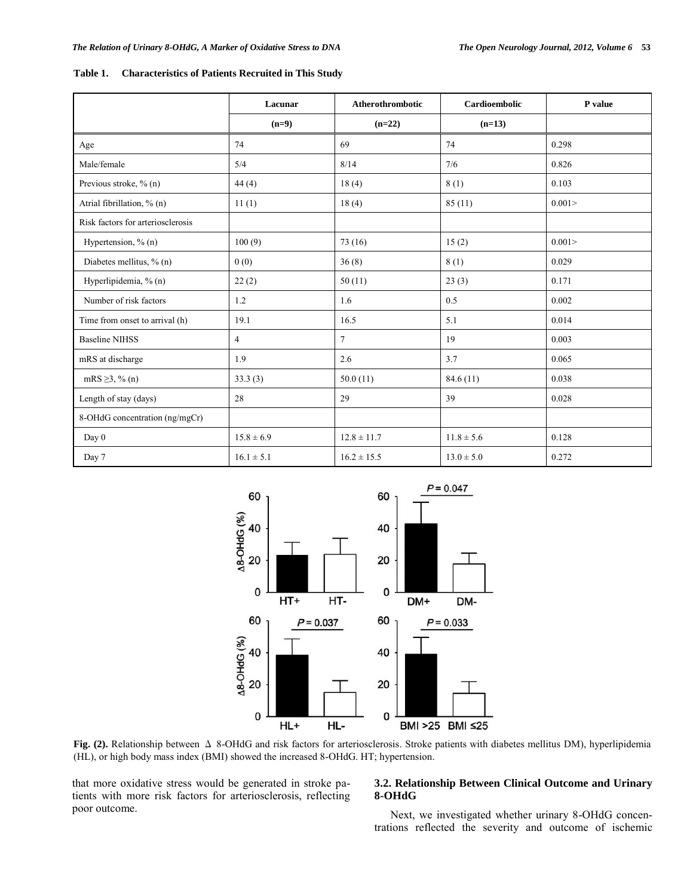**Table 1. Characteristics of Patients Recruited in This Study**

| | Lacunar | Atherothrombotic | Cardioembolic | P value |
|---|---|---|---|---|
| | (n=9) | (n=22) | (n=13) | |
| Age | 74 | 69 | 74 | 0.298 |
| Male/female | 5/4 | 8/14 | 7/6 | 0.826 |
| Previous stroke, % (n) | 44 (4) | 18 (4) | 8 (1) | 0.103 |
| Atrial fibrillation, % (n) | 11 (1) | 18 (4) | 85 (11) | 0.001> |
| Risk factors for arteriosclerosis | | | | |
| Hypertension, % (n) | 100 (9) | 73 (16) | 15 (2) | 0.001> |
| Diabetes mellitus, % (n) | 0 (0) | 36 (8) | 8 (1) | 0.029 |
| Hyperlipidemia, % (n) | 22 (2) | 50 (11) | 23 (3) | 0.171 |
| Number of risk factors | 1.2 | 1.6 | 0.5 | 0.002 |
| Time from onset to arrival (h) | 19.1 | 16.5 | 5.1 | 0.014 |
| Baseline NIHSS | 4 | 7 | 19 | 0.003 |
| mRS at discharge | 1.9 | 2.6 | 3.7 | 0.065 |
| mRS ≥3, % (n) | 33.3 (3) | 50.0 (11) | 84.6 (11) | 0.038 |
| Length of stay (days) | 28 | 29 | 39 | 0.028 |
| 8-OHdG concentration (ng/mgCr) | | | | |
| Day 0 | $15.8 \pm 6.9$ | $12.8 \pm 11.7$ | $11.8 \pm 5.6$ | 0.128 |
| Day 7 | $16.1 \pm 5.1$ | $16.2 \pm 15.5$ | $13.0 \pm 5.0$ | 0.272 |

**Fig. (2).** Relationship between Δ 8-OHdG and risk factors for arteriosclerosis. Stroke patients with diabetes mellitus DM), hyperlipidemia (HL), or high body mass index (BMI) showed the increased 8-OHdG. HT; hypertension.

that more oxidative stress would be generated in stroke patients with more risk factors for arteriosclerosis, reflecting poor outcome.

### 3.2. Relationship Between Clinical Outcome and Urinary 8-OHdG

Next, we investigated whether urinary 8-OHdG concentrations reflected the severity and outcome of ischemic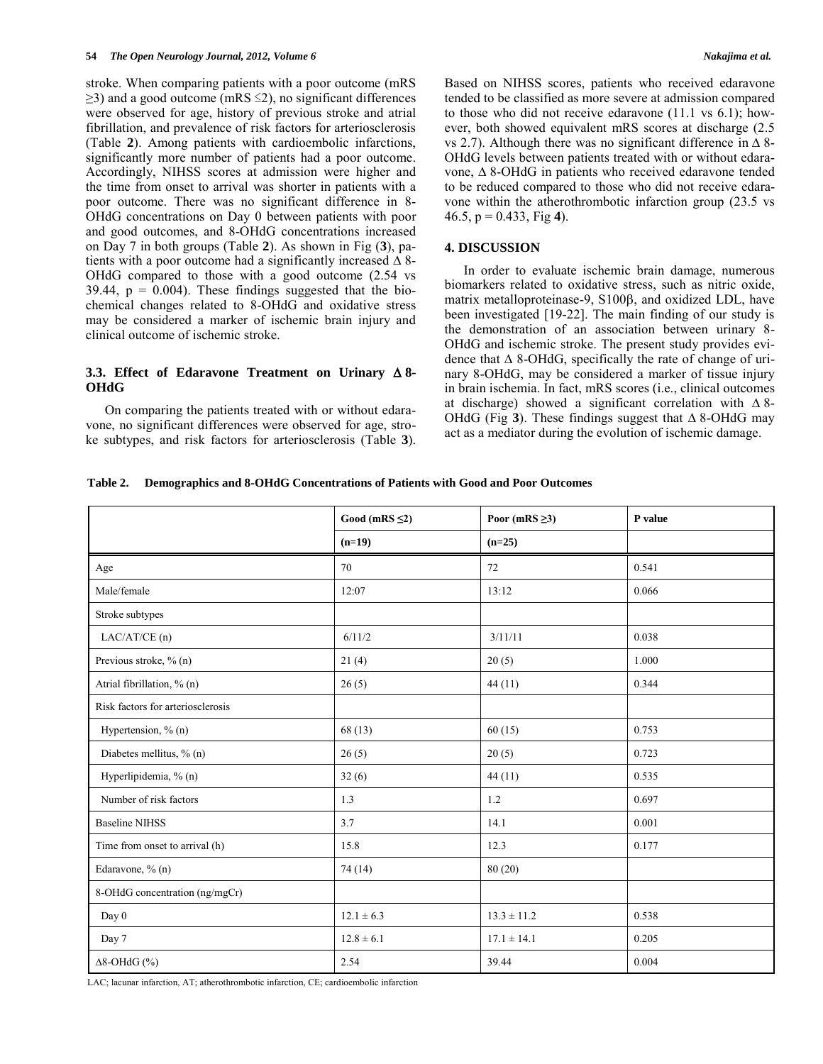stroke. When comparing patients with a poor outcome (mRS ≥3) and a good outcome (mRS ≤2), no significant differences were observed for age, history of previous stroke and atrial fibrillation, and prevalence of risk factors for arteriosclerosis (Table **2**). Among patients with cardioembolic infarctions, significantly more number of patients had a poor outcome. Accordingly, NIHSS scores at admission were higher and the time from onset to arrival was shorter in patients with a poor outcome. There was no significant difference in 8-OHdG concentrations on Day 0 between patients with poor and good outcomes, and 8-OHdG concentrations increased on Day 7 in both groups (Table **2**). As shown in Fig (**3**), patients with a poor outcome had a significantly increased Δ 8-OHdG compared to those with a good outcome (2.54 vs 39.44, $p = 0.004$). These findings suggested that the biochemical changes related to 8-OHdG and oxidative stress may be considered a marker of ischemic brain injury and clinical outcome of ischemic stroke.

### 3.3. Effect of Edaravone Treatment on Urinary Δ 8-OHdG

On comparing the patients treated with or without edaravone, no significant differences were observed for age, stroke subtypes, and risk factors for arteriosclerosis (Table **3**). Based on NIHSS scores, patients who received edaravone tended to be classified as more severe at admission compared to those who did not receive edaravone (11.1 vs 6.1); however, both showed equivalent mRS scores at discharge (2.5 vs 2.7). Although there was no significant difference in Δ 8-OHdG levels between patients treated with or without edaravone, Δ 8-OHdG in patients who received edaravone tended to be reduced compared to those who did not receive edaravone within the atherothrombotic infarction group (23.5 vs 46.5, $p = 0.433$, Fig **4**).

## 4. DISCUSSION

In order to evaluate ischemic brain damage, numerous biomarkers related to oxidative stress, such as nitric oxide, matrix metalloproteinase-9, S100β, and oxidized LDL, have been investigated [19-22]. The main finding of our study is the demonstration of an association between urinary 8-OHdG and ischemic stroke. The present study provides evidence that Δ 8-OHdG, specifically the rate of change of urinary 8-OHdG, may be considered a marker of tissue injury in brain ischemia. In fact, mRS scores (i.e., clinical outcomes at discharge) showed a significant correlation with Δ 8-OHdG (Fig **3**). These findings suggest that Δ 8-OHdG may act as a mediator during the evolution of ischemic damage.

**Table 2. Demographics and 8-OHdG Concentrations of Patients with Good and Poor Outcomes**

| | Good (mRS ≤2) | Poor (mRS ≥3) | P value |
|---|---|---|---|
| | (n=19) | (n=25) | |
| Age | 70 | 72 | 0.541 |
| Male/female | 12:07 | 13:12 | 0.066 |
| Stroke subtypes | | | |
| LAC/AT/CE (n) | 6/11/2 | 3/11/11 | 0.038 |
| Previous stroke, % (n) | 21 (4) | 20 (5) | 1.000 |
| Atrial fibrillation, % (n) | 26 (5) | 44 (11) | 0.344 |
| Risk factors for arteriosclerosis | | | |
| Hypertension, % (n) | 68 (13) | 60 (15) | 0.753 |
| Diabetes mellitus, % (n) | 26 (5) | 20 (5) | 0.723 |
| Hyperlipidemia, % (n) | 32 (6) | 44 (11) | 0.535 |
| Number of risk factors | 1.3 | 1.2 | 0.697 |
| Baseline NIHSS | 3.7 | 14.1 | 0.001 |
| Time from onset to arrival (h) | 15.8 | 12.3 | 0.177 |
| Edaravone, % (n) | 74 (14) | 80 (20) | |
| 8-OHdG concentration (ng/mgCr) | | | |
| Day 0 | 12.1 ± 6.3 | 13.3 ± 11.2 | 0.538 |
| Day 7 | 12.8 ± 6.1 | 17.1 ± 14.1 | 0.205 |
| Δ8-OHdG (%) | 2.54 | 39.44 | 0.004 |

LAC; lacunar infarction, AT; atherothrombotic infarction, CE; cardioembolic infarction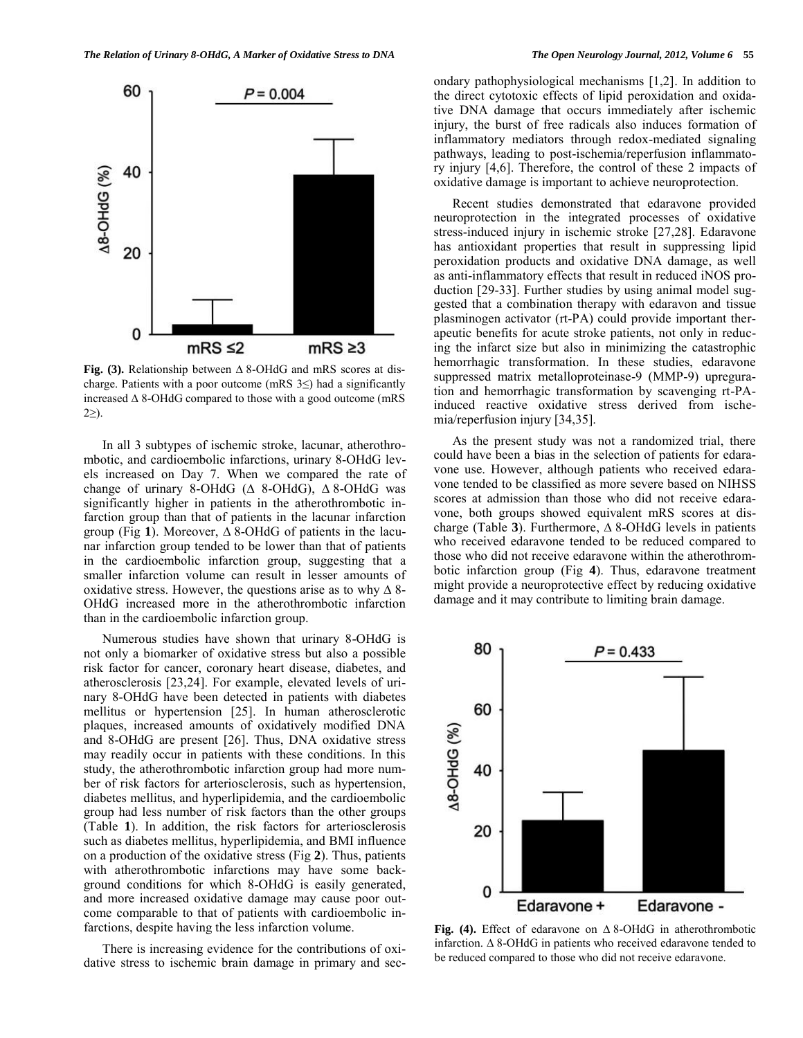**Fig. (3).** Relationship between Δ 8-OHdG and mRS scores at discharge. Patients with a poor outcome (mRS 3≤) had a significantly increased Δ 8-OHdG compared to those with a good outcome (mRS 2≥).

In all 3 subtypes of ischemic stroke, lacunar, atherothrombotic, and cardioembolic infarctions, urinary 8-OHdG levels increased on Day 7. When we compared the rate of change of urinary 8-OHdG (Δ 8-OHdG), Δ 8-OHdG was significantly higher in patients in the atherothrombotic infarction group than that of patients in the lacunar infarction group (Fig **1**). Moreover, Δ 8-OHdG of patients in the lacunar infarction group tended to be lower than that of patients in the cardioembolic infarction group, suggesting that a smaller infarction volume can result in lesser amounts of oxidative stress. However, the questions arise as to why Δ 8-OHdG increased more in the atherothrombotic infarction than in the cardioembolic infarction group.

Numerous studies have shown that urinary 8-OHdG is not only a biomarker of oxidative stress but also a possible risk factor for cancer, coronary heart disease, diabetes, and atherosclerosis [23,24]. For example, elevated levels of urinary 8-OHdG have been detected in patients with diabetes mellitus or hypertension [25]. In human atherosclerotic plaques, increased amounts of oxidatively modified DNA and 8-OHdG are present [26]. Thus, DNA oxidative stress may readily occur in patients with these conditions. In this study, the atherothrombotic infarction group had more number of risk factors for arteriosclerosis, such as hypertension, diabetes mellitus, and hyperlipidemia, and the cardioembolic group had less number of risk factors than the other groups (Table **1**). In addition, the risk factors for arteriosclerosis such as diabetes mellitus, hyperlipidemia, and BMI influence on a production of the oxidative stress (Fig **2**). Thus, patients with atherothrombotic infarctions may have some background conditions for which 8-OHdG is easily generated, and more increased oxidative damage may cause poor outcome comparable to that of patients with cardioembolic infarctions, despite having the less infarction volume.

There is increasing evidence for the contributions of oxidative stress to ischemic brain damage in primary and secondary pathophysiological mechanisms [1,2]. In addition to the direct cytotoxic effects of lipid peroxidation and oxidative DNA damage that occurs immediately after ischemic injury, the burst of free radicals also induces formation of inflammatory mediators through redox-mediated signaling pathways, leading to post-ischemia/reperfusion inflammatory injury [4,6]. Therefore, the control of these 2 impacts of oxidative damage is important to achieve neuroprotection.

Recent studies demonstrated that edaravone provided neuroprotection in the integrated processes of oxidative stress-induced injury in ischemic stroke [27,28]. Edaravone has antioxidant properties that result in suppressing lipid peroxidation products and oxidative DNA damage, as well as anti-inflammatory effects that result in reduced iNOS production [29-33]. Further studies by using animal model suggested that a combination therapy with edaravon and tissue plasminogen activator (rt-PA) could provide important therapeutic benefits for acute stroke patients, not only in reducing the infarct size but also in minimizing the catastrophic hemorrhagic transformation. In these studies, edaravone suppressed matrix metalloproteinase-9 (MMP-9) upreguration and hemorrhagic transformation by scavenging rt-PA-induced reactive oxidative stress derived from ischemia/reperfusion injury [34,35].

As the present study was not a randomized trial, there could have been a bias in the selection of patients for edaravone use. However, although patients who received edaravone tended to be classified as more severe based on NIHSS scores at admission than those who did not receive edaravone, both groups showed equivalent mRS scores at discharge (Table **3**). Furthermore, Δ 8-OHdG levels in patients who received edaravone tended to be reduced compared to those who did not receive edaravone within the atherothrombotic infarction group (Fig **4**). Thus, edaravone treatment might provide a neuroprotective effect by reducing oxidative damage and it may contribute to limiting brain damage.

**Fig. (4).** Effect of edaravone on Δ 8-OHdG in atherothrombotic infarction. Δ 8-OHdG in patients who received edaravone tended to be reduced compared to those who did not receive edaravone.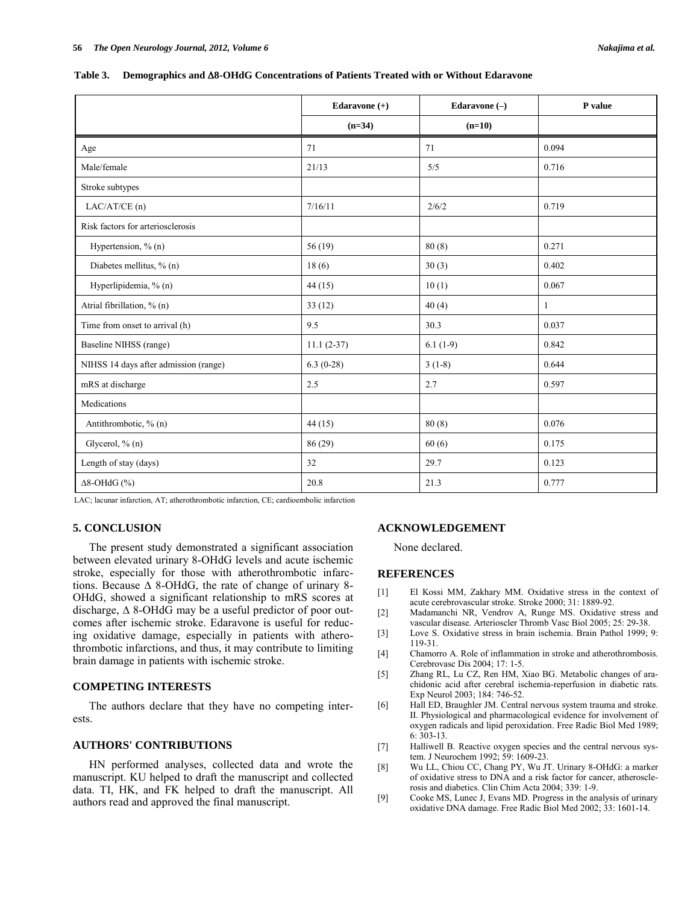**Table 3. Demographics and Δ8-OHdG Concentrations of Patients Treated with or Without Edaravone**

| | Edaravone (+) | Edaravone (–) | P value |
|---|---|---|---|
| | (n=34) | (n=10) | |
| Age | 71 | 71 | 0.094 |
| Male/female | 21/13 | 5/5 | 0.716 |
| Stroke subtypes | | | |
| LAC/AT/CE (n) | 7/16/11 | 2/6/2 | 0.719 |
| Risk factors for arteriosclerosis | | | |
| Hypertension, % (n) | 56 (19) | 80 (8) | 0.271 |
| Diabetes mellitus, % (n) | 18 (6) | 30 (3) | 0.402 |
| Hyperlipidemia, % (n) | 44 (15) | 10 (1) | 0.067 |
| Atrial fibrillation, % (n) | 33 (12) | 40 (4) | 1 |
| Time from onset to arrival (h) | 9.5 | 30.3 | 0.037 |
| Baseline NIHSS (range) | 11.1 (2-37) | 6.1 (1-9) | 0.842 |
| NIHSS 14 days after admission (range) | 6.3 (0-28) | 3 (1-8) | 0.644 |
| mRS at discharge | 2.5 | 2.7 | 0.597 |
| Medications | | | |
| Antithrombotic, % (n) | 44 (15) | 80 (8) | 0.076 |
| Glycerol, % (n) | 86 (29) | 60 (6) | 0.175 |
| Length of stay (days) | 32 | 29.7 | 0.123 |
| Δ8-OHdG (%) | 20.8 | 21.3 | 0.777 |

LAC; lacunar infarction, AT; atherothrombotic infarction, CE; cardioembolic infarction

## 5. CONCLUSION

The present study demonstrated a significant association between elevated urinary 8-OHdG levels and acute ischemic stroke, especially for those with atherothrombotic infarctions. Because Δ 8-OHdG, the rate of change of urinary 8-OHdG, showed a significant relationship to mRS scores at discharge, Δ 8-OHdG may be a useful predictor of poor outcomes after ischemic stroke. Edaravone is useful for reducing oxidative damage, especially in patients with atherothrombotic infarctions, and thus, it may contribute to limiting brain damage in patients with ischemic stroke.

## COMPETING INTERESTS

The authors declare that they have no competing interests.

## AUTHORS' CONTRIBUTIONS

HN performed analyses, collected data and wrote the manuscript. KU helped to draft the manuscript and collected data. TI, HK, and FK helped to draft the manuscript. All authors read and approved the final manuscript.

## ACKNOWLEDGEMENT

None declared.

## REFERENCES

[1] El Kossi MM, Zakhary MM. Oxidative stress in the context of acute cerebrovascular stroke. Stroke 2000; 31: 1889-92.

[2] Madamanchi NR, Vendrov A, Runge MS. Oxidative stress and vascular disease. Arterioscler Thromb Vasc Biol 2005; 25: 29-38.

[3] Love S. Oxidative stress in brain ischemia. Brain Pathol 1999; 9: 119-31.

[4] Chamorro A. Role of inflammation in stroke and atherothrombosis. Cerebrovasc Dis 2004; 17: 1-5.

[5] Zhang RL, Lu CZ, Ren HM, Xiao BG. Metabolic changes of arachidonic acid after cerebral ischemia-reperfusion in diabetic rats. Exp Neurol 2003; 184: 746-52.

[6] Hall ED, Braughler JM. Central nervous system trauma and stroke. II. Physiological and pharmacological evidence for involvement of oxygen radicals and lipid peroxidation. Free Radic Biol Med 1989; 6: 303-13.

[7] Halliwell B. Reactive oxygen species and the central nervous system. J Neurochem 1992; 59: 1609-23.

[8] Wu LL, Chiou CC, Chang PY, Wu JT. Urinary 8-OHdG: a marker of oxidative stress to DNA and a risk factor for cancer, atherosclerosis and diabetics. Clin Chim Acta 2004; 339: 1-9.

[9] Cooke MS, Lunec J, Evans MD. Progress in the analysis of urinary oxidative DNA damage. Free Radic Biol Med 2002; 33: 1601-14.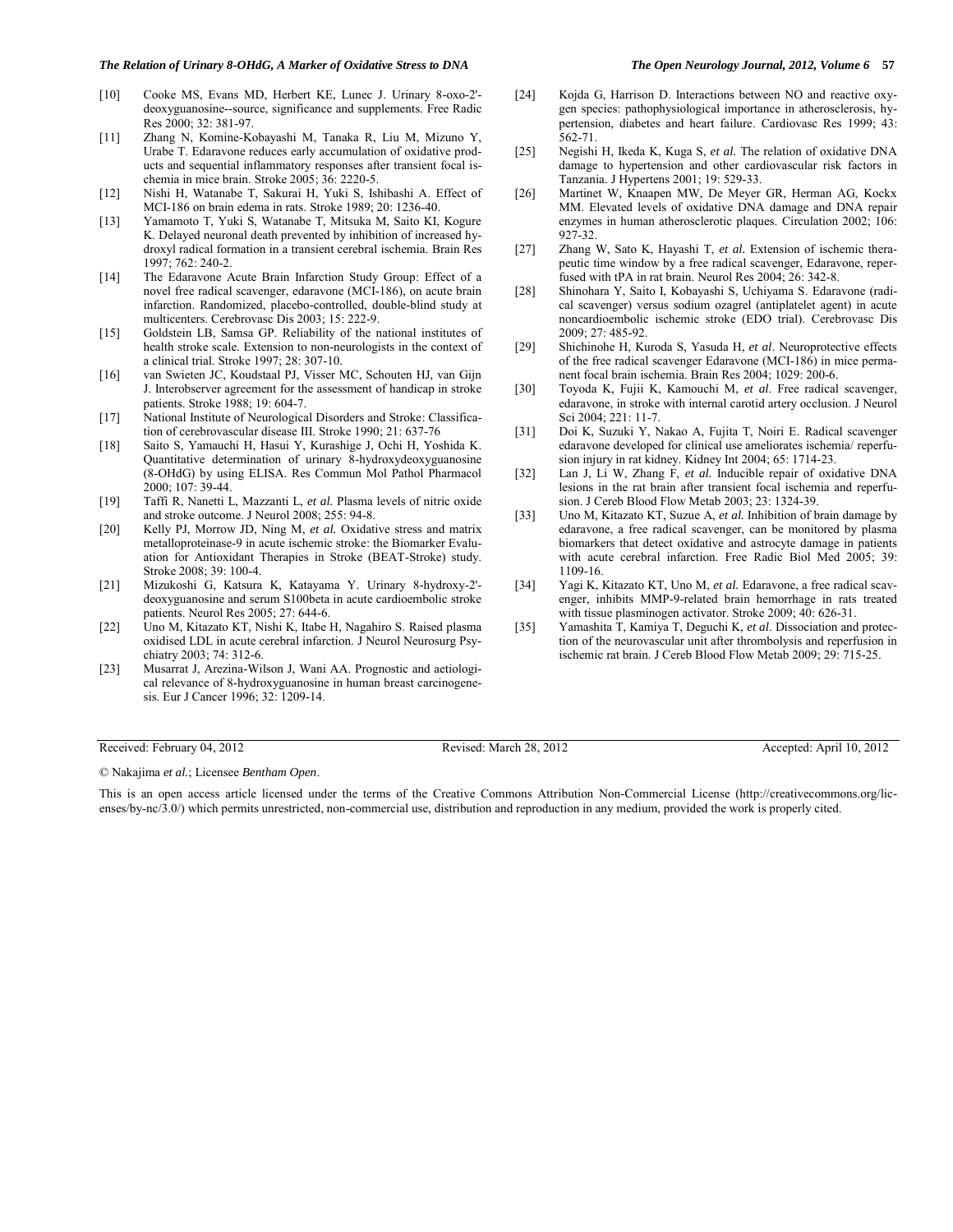[10] Cooke MS, Evans MD, Herbert KE, Lunec J. Urinary 8-oxo-2'-deoxyguanosine--source, significance and supplements. Free Radic Res 2000; 32: 381-97.

[11] Zhang N, Komine-Kobayashi M, Tanaka R, Liu M, Mizuno Y, Urabe T. Edaravone reduces early accumulation of oxidative products and sequential inflammatory responses after transient focal ischemia in mice brain. Stroke 2005; 36: 2220-5.

[12] Nishi H, Watanabe T, Sakurai H, Yuki S, Ishibashi A. Effect of MCI-186 on brain edema in rats. Stroke 1989; 20: 1236-40.

[13] Yamamoto T, Yuki S, Watanabe T, Mitsuka M, Saito KI, Kogure K. Delayed neuronal death prevented by inhibition of increased hydroxyl radical formation in a transient cerebral ischemia. Brain Res 1997; 762: 240-2.

[14] The Edaravone Acute Brain Infarction Study Group: Effect of a novel free radical scavenger, edaravone (MCI-186), on acute brain infarction. Randomized, placebo-controlled, double-blind study at multicenters. Cerebrovasc Dis 2003; 15: 222-9.

[15] Goldstein LB, Samsa GP. Reliability of the national institutes of health stroke scale. Extension to non-neurologists in the context of a clinical trial. Stroke 1997; 28: 307-10.

[16] van Swieten JC, Koudstaal PJ, Visser MC, Schouten HJ, van Gijn J. Interobserver agreement for the assessment of handicap in stroke patients. Stroke 1988; 19: 604-7.

[17] National Institute of Neurological Disorders and Stroke: Classification of cerebrovascular disease III. Stroke 1990; 21: 637-76

[18] Saito S, Yamauchi H, Hasui Y, Kurashige J, Ochi H, Yoshida K. Quantitative determination of urinary 8-hydroxydeoxyguanosine (8-OHdG) by using ELISA. Res Commun Mol Pathol Pharmacol 2000; 107: 39-44.

[19] Taffi R, Nanetti L, Mazzanti L, *et al.* Plasma levels of nitric oxide and stroke outcome. J Neurol 2008; 255: 94-8.

[20] Kelly PJ, Morrow JD, Ning M, *et al.* Oxidative stress and matrix metalloproteinase-9 in acute ischemic stroke: the Biomarker Evaluation for Antioxidant Therapies in Stroke (BEAT-Stroke) study. Stroke 2008; 39: 100-4.

[21] Mizukoshi G, Katsura K, Katayama Y. Urinary 8-hydroxy-2'-deoxyguanosine and serum S100beta in acute cardioembolic stroke patients. Neurol Res 2005; 27: 644-6.

[22] Uno M, Kitazato KT, Nishi K, Itabe H, Nagahiro S. Raised plasma oxidised LDL in acute cerebral infarction. J Neurol Neurosurg Psychiatry 2003; 74: 312-6.

[23] Musarrat J, Arezina-Wilson J, Wani AA. Prognostic and aetiological relevance of 8-hydroxyguanosine in human breast carcinogenesis. Eur J Cancer 1996; 32: 1209-14.

[24] Kojda G, Harrison D. Interactions between NO and reactive oxygen species: pathophysiological importance in atherosclerosis, hypertension, diabetes and heart failure. Cardiovasc Res 1999; 43: 562-71.

[25] Negishi H, Ikeda K, Kuga S, *et al.* The relation of oxidative DNA damage to hypertension and other cardiovascular risk factors in Tanzania. J Hypertens 2001; 19: 529-33.

[26] Martinet W, Knaapen MW, De Meyer GR, Herman AG, Kockx MM. Elevated levels of oxidative DNA damage and DNA repair enzymes in human atherosclerotic plaques. Circulation 2002; 106: 927-32.

[27] Zhang W, Sato K, Hayashi T, *et al*. Extension of ischemic therapeutic time window by a free radical scavenger, Edaravone, reperfused with tPA in rat brain. Neurol Res 2004; 26: 342-8.

[28] Shinohara Y, Saito I, Kobayashi S, Uchiyama S. Edaravone (radical scavenger) versus sodium ozagrel (antiplatelet agent) in acute noncardioembolic ischemic stroke (EDO trial). Cerebrovasc Dis 2009; 27: 485-92.

[29] Shichinohe H, Kuroda S, Yasuda H, *et al*. Neuroprotective effects of the free radical scavenger Edaravone (MCI-186) in mice permanent focal brain ischemia. Brain Res 2004; 1029: 200-6.

[30] Toyoda K, Fujii K, Kamouchi M, *et al*. Free radical scavenger, edaravone, in stroke with internal carotid artery occlusion. J Neurol Sci 2004; 221: 11-7.

[31] Doi K, Suzuki Y, Nakao A, Fujita T, Noiri E. Radical scavenger edaravone developed for clinical use ameliorates ischemia/ reperfusion injury in rat kidney. Kidney Int 2004; 65: 1714-23.

[32] Lan J, Li W, Zhang F, *et al.* Inducible repair of oxidative DNA lesions in the rat brain after transient focal ischemia and reperfusion. J Cereb Blood Flow Metab 2003; 23: 1324-39.

[33] Uno M, Kitazato KT, Suzue A, *et al.* Inhibition of brain damage by edaravone, a free radical scavenger, can be monitored by plasma biomarkers that detect oxidative and astrocyte damage in patients with acute cerebral infarction. Free Radic Biol Med 2005; 39: 1109-16.

[34] Yagi K, Kitazato KT, Uno M, *et al.* Edaravone, a free radical scavenger, inhibits MMP-9-related brain hemorrhage in rats treated with tissue plasminogen activator. Stroke 2009; 40: 626-31.

[35] Yamashita T, Kamiya T, Deguchi K, *et al*. Dissociation and protection of the neurovascular unit after thrombolysis and reperfusion in ischemic rat brain. J Cereb Blood Flow Metab 2009; 29: 715-25.

Received: February 04, 2012 Revised: March 28, 2012 Accepted: April 10, 2012

© Nakajima *et al.*; Licensee *Bentham Open*.

This is an open access article licensed under the terms of the Creative Commons Attribution Non-Commercial License (http://creativecommons.org/licenses/by-nc/3.0/) which permits unrestricted, non-commercial use, distribution and reproduction in any medium, provided the work is properly cited.